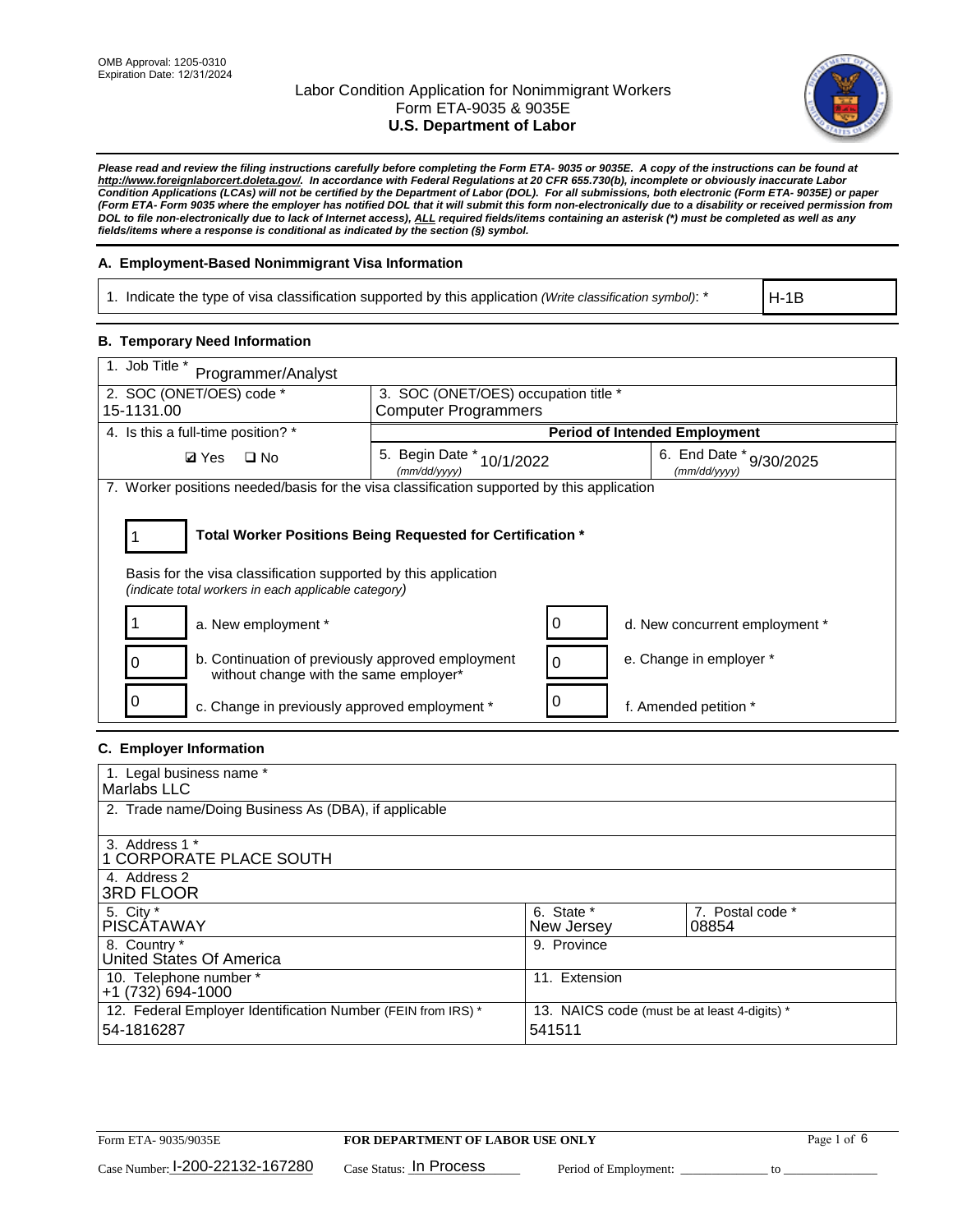OMB Approval: 1205-0310
Expiration Date: 12/31/2024

# Labor Condition Application for Nonimmigrant Workers
## Form ETA-9035 & 9035E
## U.S. Department of Labor

***Please read and review the filing instructions carefully before completing the Form ETA- 9035 or 9035E. A copy of the instructions can be found at http://www.foreignlaborcert.doleta.gov/. In accordance with Federal Regulations at 20 CFR 655.730(b), incomplete or obviously inaccurate Labor Condition Applications (LCAs) will not be certified by the Department of Labor (DOL). For all submissions, both electronic (Form ETA- 9035E) or paper (Form ETA- Form 9035 where the employer has notified DOL that it will submit this form non-electronically due to a disability or received permission from DOL to file non-electronically due to lack of Internet access), ALL required fields/items containing an asterisk (*) must be completed as well as any fields/items where a response is conditional as indicated by the section (§) symbol.***

### A. Employment-Based Nonimmigrant Visa Information

| 1. Indicate the type of visa classification supported by this application *(Write classification symbol)*: * | H-1B |
|---|---|

### B. Temporary Need Information

| 1. Job Title * Programmer/Analyst | | |
|---|---|---|
| 2. SOC (ONET/OES) code * 15-1131.00 | 3. SOC (ONET/OES) occupation title * Computer Programmers | |
| 4. Is this a full-time position? * | **Period of Intended Employment** | |
| ☑ Yes ☐ No | 5. Begin Date * (mm/dd/yyyy) 10/1/2022 | 6. End Date * (mm/dd/yyyy) 9/30/2025 |

7. Worker positions needed/basis for the visa classification supported by this application

**1 — Total Worker Positions Being Requested for Certification ***

Basis for the visa classification supported by this application
*(indicate total workers in each applicable category)*

| Count | Category | Count | Category |
|---|---|---|---|
| 1 | a. New employment * | 0 | d. New concurrent employment * |
| 0 | b. Continuation of previously approved employment without change with the same employer* | 0 | e. Change in employer * |
| 0 | c. Change in previously approved employment * | 0 | f. Amended petition * |

### C. Employer Information

| 1. Legal business name * Marlabs LLC | | |
|---|---|---|
| 2. Trade name/Doing Business As (DBA), if applicable | | |
| 3. Address 1 * 1 CORPORATE PLACE SOUTH | | |
| 4. Address 2 3RD FLOOR | | |
| 5. City * PISCATAWAY | 6. State * New Jersey | 7. Postal code * 08854 |
| 8. Country * United States Of America | 9. Province | |
| 10. Telephone number * +1 (732) 694-1000 | 11. Extension | |
| 12. Federal Employer Identification Number (FEIN from IRS) * 54-1816287 | 13. NAICS code (must be at least 4-digits) * 541511 | |

Form ETA- 9035/9035E — **FOR DEPARTMENT OF LABOR USE ONLY**

Case Number: I-200-22132-167280 Case Status: In Process Period of Employment: ______________ to ______________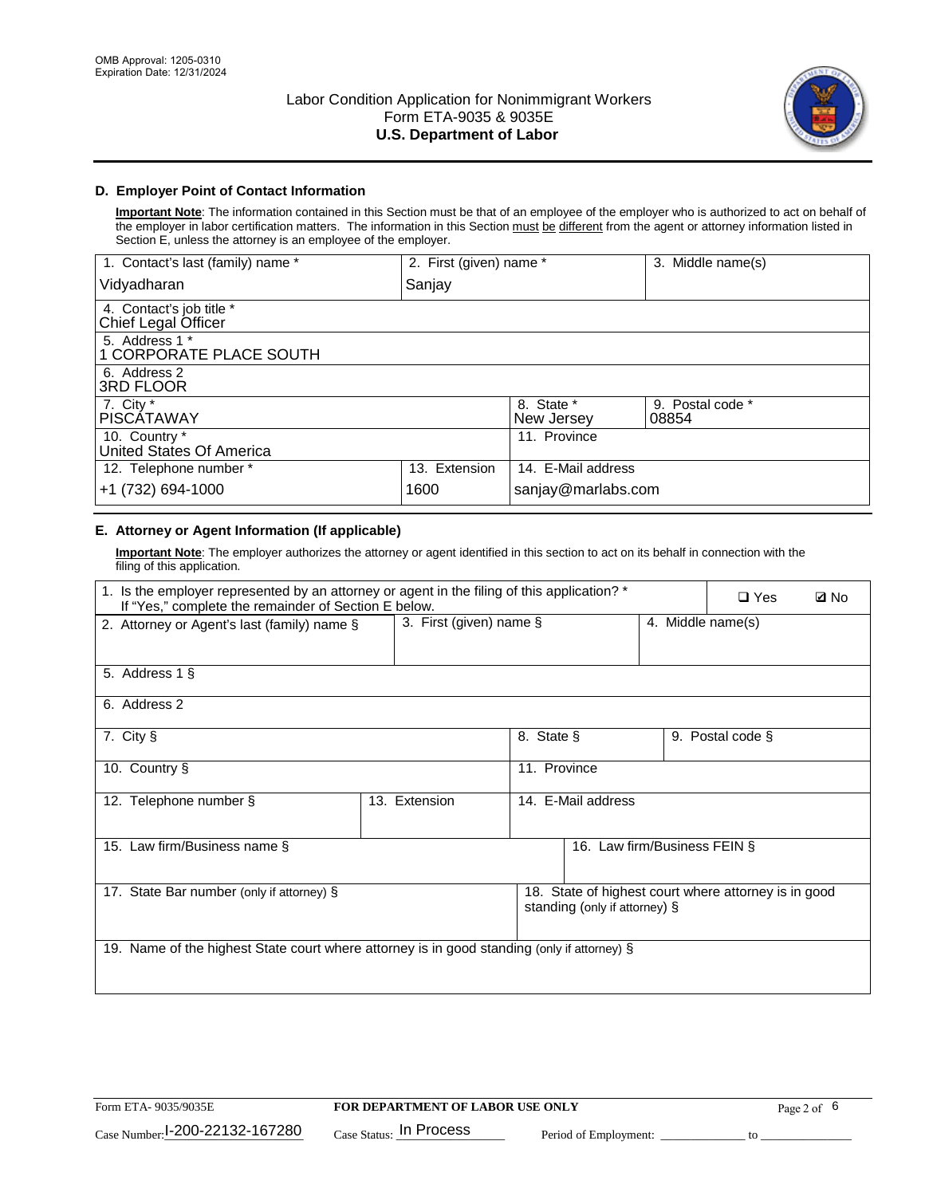OMB Approval: 1205-0310
Expiration Date: 12/31/2024

# Labor Condition Application for Nonimmigrant Workers
Form ETA-9035 & 9035E
**U.S. Department of Labor**

## D. Employer Point of Contact Information

**Important Note**: The information contained in this Section must be that of an employee of the employer who is authorized to act on behalf of the employer in labor certification matters. The information in this Section must be different from the agent or attorney information listed in Section E, unless the attorney is an employee of the employer.

| 1. Contact's last (family) name * | 2. First (given) name * | 3. Middle name(s) |
|---|---|---|
| Vidyadharan | Sanjay | |
| 4. Contact's job title * Chief Legal Officer | | |
| 5. Address 1 * 1 CORPORATE PLACE SOUTH | | |
| 6. Address 2 3RD FLOOR | | |
| 7. City * PISCATAWAY | 8. State * New Jersey | 9. Postal code * 08854 |
| 10. Country * United States Of America | 11. Province | |
| 12. Telephone number * +1 (732) 694-1000 | 13. Extension 1600 | 14. E-Mail address sanjay@marlabs.com |

## E. Attorney or Agent Information (If applicable)

**Important Note**: The employer authorizes the attorney or agent identified in this section to act on its behalf in connection with the filing of this application.

| 1. Is the employer represented by an attorney or agent in the filing of this application? * If "Yes," complete the remainder of Section E below. | | ❑ Yes ☑ No |
|---|---|---|
| 2. Attorney or Agent's last (family) name § | 3. First (given) name § | 4. Middle name(s) |
| 5. Address 1 § | | |
| 6. Address 2 | | |
| 7. City § | 8. State § | 9. Postal code § |
| 10. Country § | 11. Province | |
| 12. Telephone number § | 13. Extension | 14. E-Mail address |
| 15. Law firm/Business name § | | 16. Law firm/Business FEIN § |
| 17. State Bar number (only if attorney) § | | 18. State of highest court where attorney is in good standing (only if attorney) § |
| 19. Name of the highest State court where attorney is in good standing (only if attorney) § | | |

Form ETA- 9035/9035E | **FOR DEPARTMENT OF LABOR USE ONLY**

Case Number: I-200-22132-167280 Case Status: In Process Period of Employment: _____________ to _______________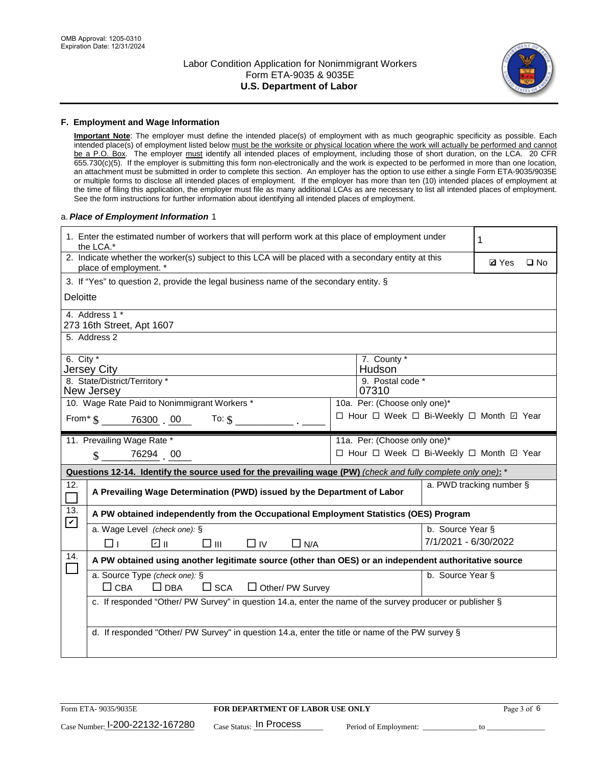OMB Approval: 1205-0310
Expiration Date: 12/31/2024

# Labor Condition Application for Nonimmigrant Workers
## Form ETA-9035 & 9035E
## U.S. Department of Labor

### F. Employment and Wage Information

**Important Note**: The employer must define the intended place(s) of employment with as much geographic specificity as possible. Each intended place(s) of employment listed below must be the worksite or physical location where the work will actually be performed and cannot be a P.O. Box. The employer must identify all intended places of employment, including those of short duration, on the LCA. 20 CFR 655.730(c)(5). If the employer is submitting this form non-electronically and the work is expected to be performed in more than one location, an attachment must be submitted in order to complete this section. An employer has the option to use either a single Form ETA-9035/9035E or multiple forms to disclose all intended places of employment. If the employer has more than ten (10) intended places of employment at the time of filing this application, the employer must file as many additional LCAs as are necessary to list all intended places of employment. See the form instructions for further information about identifying all intended places of employment.

a. ***Place of Employment Information*** 1

1. Enter the estimated number of workers that will perform work at this place of employment under the LCA.* **1**

2. Indicate whether the worker(s) subject to this LCA will be placed with a secondary entity at this place of employment. * ☑ Yes ☐ No

3. If "Yes" to question 2, provide the legal business name of the secondary entity. §
Deloitte

4. Address 1 *
273 16th Street, Apt 1607

5. Address 2

| 6. City * | 7. County * |
|---|---|
| Jersey City | Hudson |
| **8. State/District/Territory *** | **9. Postal code *** |
| New Jersey | 07310 |

10. Wage Rate Paid to Nonimmigrant Workers *
From* $ 76300 . 00 To: $ ______ . ____

10a. Per: (Choose only one)*
☐ Hour ☐ Week ☐ Bi-Weekly ☐ Month ☑ Year

11. Prevailing Wage Rate *
$ 76294 . 00

11a. Per: (Choose only one)*
☐ Hour ☐ Week ☐ Bi-Weekly ☐ Month ☑ Year

**Questions 12-14. Identify the source used for the prevailing wage (PW)** *(check and fully complete only one):* *

12. ☐ **A Prevailing Wage Determination (PWD) issued by the Department of Labor**
a. PWD tracking number §

13. ☑ **A PW obtained independently from the Occupational Employment Statistics (OES) Program**
a. Wage Level *(check one):* § ☐ I ☑ II ☐ III ☐ IV ☐ N/A
b. Source Year § 7/1/2021 - 6/30/2022

14. ☐ **A PW obtained using another legitimate source (other than OES) or an independent authoritative source**
a. Source Type *(check one):* § ☐ CBA ☐ DBA ☐ SCA ☐ Other/ PW Survey
b. Source Year §
c. If responded "Other/ PW Survey" in question 14.a, enter the name of the survey producer or publisher §
d. If responded "Other/ PW Survey" in question 14.a, enter the title or name of the PW survey §

Form ETA- 9035/9035E | **FOR DEPARTMENT OF LABOR USE ONLY**

Case Number: I-200-22132-167280 Case Status: In Process Period of Employment: ______ to ______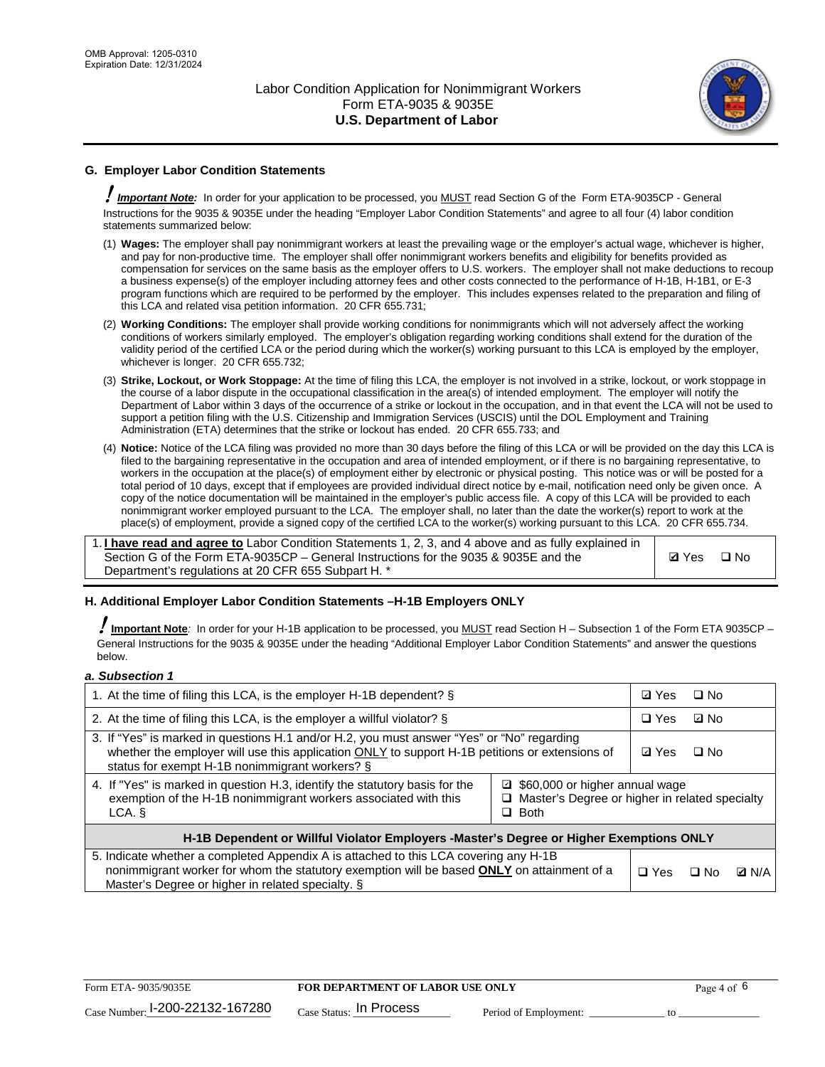## G. Employer Labor Condition Statements

***Important Note:*** In order for your application to be processed, you MUST read Section G of the Form ETA-9035CP - General Instructions for the 9035 & 9035E under the heading "Employer Labor Condition Statements" and agree to all four (4) labor condition statements summarized below:

(1) **Wages:** The employer shall pay nonimmigrant workers at least the prevailing wage or the employer's actual wage, whichever is higher, and pay for non-productive time. The employer shall offer nonimmigrant workers benefits and eligibility for benefits provided as compensation for services on the same basis as the employer offers to U.S. workers. The employer shall not make deductions to recoup a business expense(s) of the employer including attorney fees and other costs connected to the performance of H-1B, H-1B1, or E-3 program functions which are required to be performed by the employer. This includes expenses related to the preparation and filing of this LCA and related visa petition information. 20 CFR 655.731;

(2) **Working Conditions:** The employer shall provide working conditions for nonimmigrants which will not adversely affect the working conditions of workers similarly employed. The employer's obligation regarding working conditions shall extend for the duration of the validity period of the certified LCA or the period during which the worker(s) working pursuant to this LCA is employed by the employer, whichever is longer. 20 CFR 655.732;

(3) **Strike, Lockout, or Work Stoppage:** At the time of filing this LCA, the employer is not involved in a strike, lockout, or work stoppage in the course of a labor dispute in the occupational classification in the area(s) of intended employment. The employer will notify the Department of Labor within 3 days of the occurrence of a strike or lockout in the occupation, and in that event the LCA will not be used to support a petition filing with the U.S. Citizenship and Immigration Services (USCIS) until the DOL Employment and Training Administration (ETA) determines that the strike or lockout has ended. 20 CFR 655.733; and

(4) **Notice:** Notice of the LCA filing was provided no more than 30 days before the filing of this LCA or will be provided on the day this LCA is filed to the bargaining representative in the occupation and area of intended employment, or if there is no bargaining representative, to workers in the occupation at the place(s) of employment either by electronic or physical posting. This notice was or will be posted for a total period of 10 days, except that if employees are provided individual direct notice by e-mail, notification need only be given once. A copy of the notice documentation will be maintained in the employer's public access file. A copy of this LCA will be provided to each nonimmigrant worker employed pursuant to the LCA. The employer shall, no later than the date the worker(s) report to work at the place(s) of employment, provide a signed copy of the certified LCA to the worker(s) working pursuant to this LCA. 20 CFR 655.734.

| | |
|---|---|
| 1. **I have read and agree to** Labor Condition Statements 1, 2, 3, and 4 above and as fully explained in Section G of the Form ETA-9035CP – General Instructions for the 9035 & 9035E and the Department's regulations at 20 CFR 655 Subpart H. * | ☑ Yes ☐ No |

## H. Additional Employer Labor Condition Statements –H-1B Employers ONLY

**Important Note**: In order for your H-1B application to be processed, you MUST read Section H – Subsection 1 of the Form ETA 9035CP – General Instructions for the 9035 & 9035E under the heading "Additional Employer Labor Condition Statements" and answer the questions below.

***a. Subsection 1***

| | |
|---|---|
| 1. At the time of filing this LCA, is the employer H-1B dependent? § | ☑ Yes ☐ No |
| 2. At the time of filing this LCA, is the employer a willful violator? § | ☐ Yes ☑ No |
| 3. If "Yes" is marked in questions H.1 and/or H.2, you must answer "Yes" or "No" regarding whether the employer will use this application ONLY to support H-1B petitions or extensions of status for exempt H-1B nonimmigrant workers? § | ☑ Yes ☐ No |
| 4. If "Yes" is marked in question H.3, identify the statutory basis for the exemption of the H-1B nonimmigrant workers associated with this LCA. § | ☑ $60,000 or higher annual wage<br>☐ Master's Degree or higher in related specialty<br>☐ Both |
| **H-1B Dependent or Willful Violator Employers -Master's Degree or Higher Exemptions ONLY** | |
| 5. Indicate whether a completed Appendix A is attached to this LCA covering any H-1B nonimmigrant worker for whom the statutory exemption will be based **ONLY** on attainment of a Master's Degree or higher in related specialty. § | ☐ Yes ☐ No ☑ N/A |

Form ETA- 9035/9035E | **FOR DEPARTMENT OF LABOR USE ONLY**

Case Number: I-200-22132-167280 Case Status: In Process Period of Employment: _____________ to _______________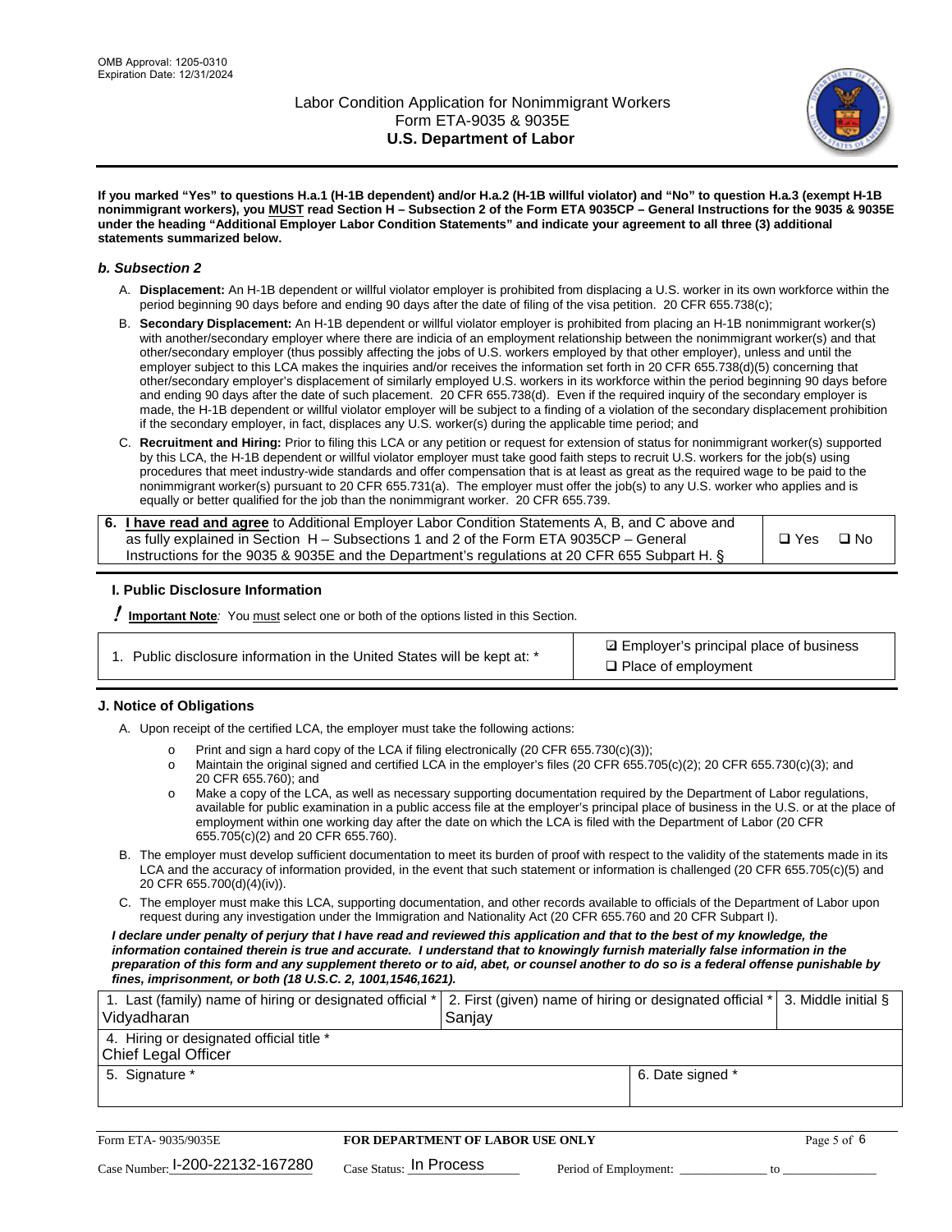**If you marked "Yes" to questions H.a.1 (H-1B dependent) and/or H.a.2 (H-1B willful violator) and "No" to question H.a.3 (exempt H-1B nonimmigrant workers), you MUST read Section H – Subsection 2 of the Form ETA 9035CP – General Instructions for the 9035 & 9035E under the heading "Additional Employer Labor Condition Statements" and indicate your agreement to all three (3) additional statements summarized below.**

### *b. Subsection 2*

A. **Displacement:** An H-1B dependent or willful violator employer is prohibited from displacing a U.S. worker in its own workforce within the period beginning 90 days before and ending 90 days after the date of filing of the visa petition. 20 CFR 655.738(c);

B. **Secondary Displacement:** An H-1B dependent or willful violator employer is prohibited from placing an H-1B nonimmigrant worker(s) with another/secondary employer where there are indicia of an employment relationship between the nonimmigrant worker(s) and that other/secondary employer (thus possibly affecting the jobs of U.S. workers employed by that other employer), unless and until the employer subject to this LCA makes the inquiries and/or receives the information set forth in 20 CFR 655.738(d)(5) concerning that other/secondary employer's displacement of similarly employed U.S. workers in its workforce within the period beginning 90 days before and ending 90 days after the date of such placement. 20 CFR 655.738(d). Even if the required inquiry of the secondary employer is made, the H-1B dependent or willful violator employer will be subject to a finding of a violation of the secondary displacement prohibition if the secondary employer, in fact, displaces any U.S. worker(s) during the applicable time period; and

C. **Recruitment and Hiring:** Prior to filing this LCA or any petition or request for extension of status for nonimmigrant worker(s) supported by this LCA, the H-1B dependent or willful violator employer must take good faith steps to recruit U.S. workers for the job(s) using procedures that meet industry-wide standards and offer compensation that is at least as great as the required wage to be paid to the nonimmigrant worker(s) pursuant to 20 CFR 655.731(a). The employer must offer the job(s) to any U.S. worker who applies and is equally or better qualified for the job than the nonimmigrant worker. 20 CFR 655.739.

| 6. **I have read and agree** to Additional Employer Labor Condition Statements A, B, and C above and as fully explained in Section H – Subsections 1 and 2 of the Form ETA 9035CP – General Instructions for the 9035 & 9035E and the Department's regulations at 20 CFR 655 Subpart H. § | ❑ Yes ❑ No |
|---|---|

## I. Public Disclosure Information

**! Important Note**: You must select one or both of the options listed in this Section.

| 1. Public disclosure information in the United States will be kept at: * | ☑ Employer's principal place of business<br>❑ Place of employment |
|---|---|

## J. Notice of Obligations

A. Upon receipt of the certified LCA, the employer must take the following actions:

- Print and sign a hard copy of the LCA if filing electronically (20 CFR 655.730(c)(3));
- Maintain the original signed and certified LCA in the employer's files (20 CFR 655.705(c)(2); 20 CFR 655.730(c)(3); and 20 CFR 655.760); and
- Make a copy of the LCA, as well as necessary supporting documentation required by the Department of Labor regulations, available for public examination in a public access file at the employer's principal place of business in the U.S. or at the place of employment within one working day after the date on which the LCA is filed with the Department of Labor (20 CFR 655.705(c)(2) and 20 CFR 655.760).

B. The employer must develop sufficient documentation to meet its burden of proof with respect to the validity of the statements made in its LCA and the accuracy of information provided, in the event that such statement or information is challenged (20 CFR 655.705(c)(5) and 20 CFR 655.700(d)(4)(iv)).

C. The employer must make this LCA, supporting documentation, and other records available to officials of the Department of Labor upon request during any investigation under the Immigration and Nationality Act (20 CFR 655.760 and 20 CFR Subpart I).

***I declare under penalty of perjury that I have read and reviewed this application and that to the best of my knowledge, the information contained therein is true and accurate. I understand that to knowingly furnish materially false information in the preparation of this form and any supplement thereto or to aid, abet, or counsel another to do so is a federal offense punishable by fines, imprisonment, or both (18 U.S.C. 2, 1001,1546,1621).***

| 1. Last (family) name of hiring or designated official * Vidyadharan | 2. First (given) name of hiring or designated official * Sanjay | 3. Middle initial § |
|---|---|---|
| 4. Hiring or designated official title * Chief Legal Officer | | |
| 5. Signature * | 6. Date signed * | |

Form ETA- 9035/9035E **FOR DEPARTMENT OF LABOR USE ONLY**

Case Number: I-200-22132-167280 Case Status: In Process Period of Employment: _____________ to _____________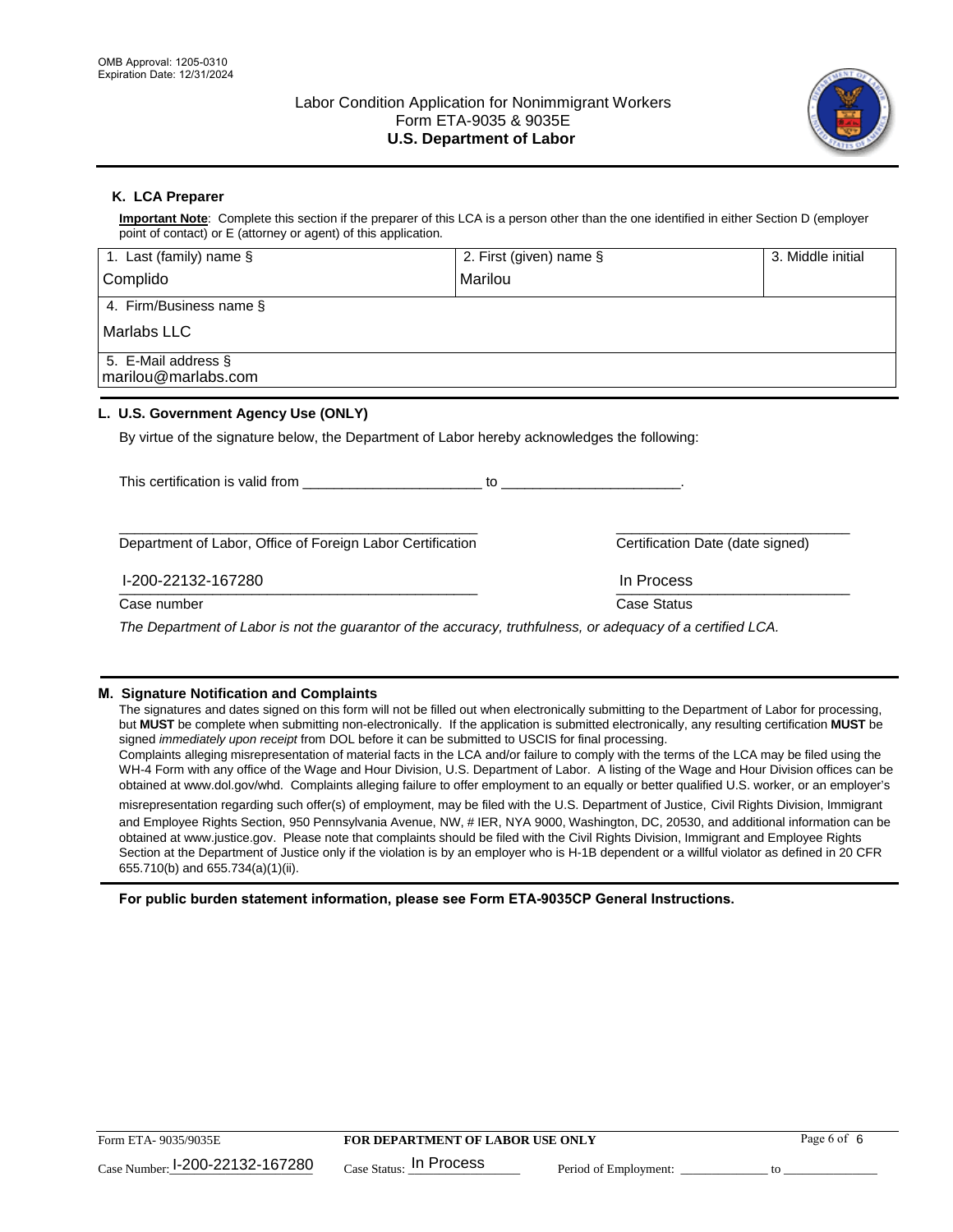OMB Approval: 1205-0310
Expiration Date: 12/31/2024

# Labor Condition Application for Nonimmigrant Workers
# Form ETA-9035 & 9035E
# U.S. Department of Labor

## K. LCA Preparer

**Important Note**: Complete this section if the preparer of this LCA is a person other than the one identified in either Section D (employer point of contact) or E (attorney or agent) of this application.

| 1. Last (family) name § | 2. First (given) name § | 3. Middle initial |
|---|---|---|
| Complido | Marilou | |
| 4. Firm/Business name § | | |
| Marlabs LLC | | |
| 5. E-Mail address § | | |
| marilou@marlabs.com | | |

## L. U.S. Government Agency Use (ONLY)

By virtue of the signature below, the Department of Labor hereby acknowledges the following:

This certification is valid from ______________________ to ______________________.

______________________________________________ Department of Labor, Office of Foreign Labor Certification

______________________________ Certification Date (date signed)

I-200-22132-167280
Case number

In Process
Case Status

*The Department of Labor is not the guarantor of the accuracy, truthfulness, or adequacy of a certified LCA.*

## M. Signature Notification and Complaints

The signatures and dates signed on this form will not be filled out when electronically submitting to the Department of Labor for processing, but **MUST** be complete when submitting non-electronically. If the application is submitted electronically, any resulting certification **MUST** be signed *immediately upon receipt* from DOL before it can be submitted to USCIS for final processing.

Complaints alleging misrepresentation of material facts in the LCA and/or failure to comply with the terms of the LCA may be filed using the WH-4 Form with any office of the Wage and Hour Division, U.S. Department of Labor. A listing of the Wage and Hour Division offices can be obtained at www.dol.gov/whd. Complaints alleging failure to offer employment to an equally or better qualified U.S. worker, or an employer's misrepresentation regarding such offer(s) of employment, may be filed with the U.S. Department of Justice, Civil Rights Division, Immigrant and Employee Rights Section, 950 Pennsylvania Avenue, NW, # IER, NYA 9000, Washington, DC, 20530, and additional information can be obtained at www.justice.gov. Please note that complaints should be filed with the Civil Rights Division, Immigrant and Employee Rights Section at the Department of Justice only if the violation is by an employer who is H-1B dependent or a willful violator as defined in 20 CFR 655.710(b) and 655.734(a)(1)(ii).

**For public burden statement information, please see Form ETA-9035CP General Instructions.**

Form ETA- 9035/9035E — **FOR DEPARTMENT OF LABOR USE ONLY**

Case Number: I-200-22132-167280 Case Status: In Process Period of Employment: ____________ to ______________